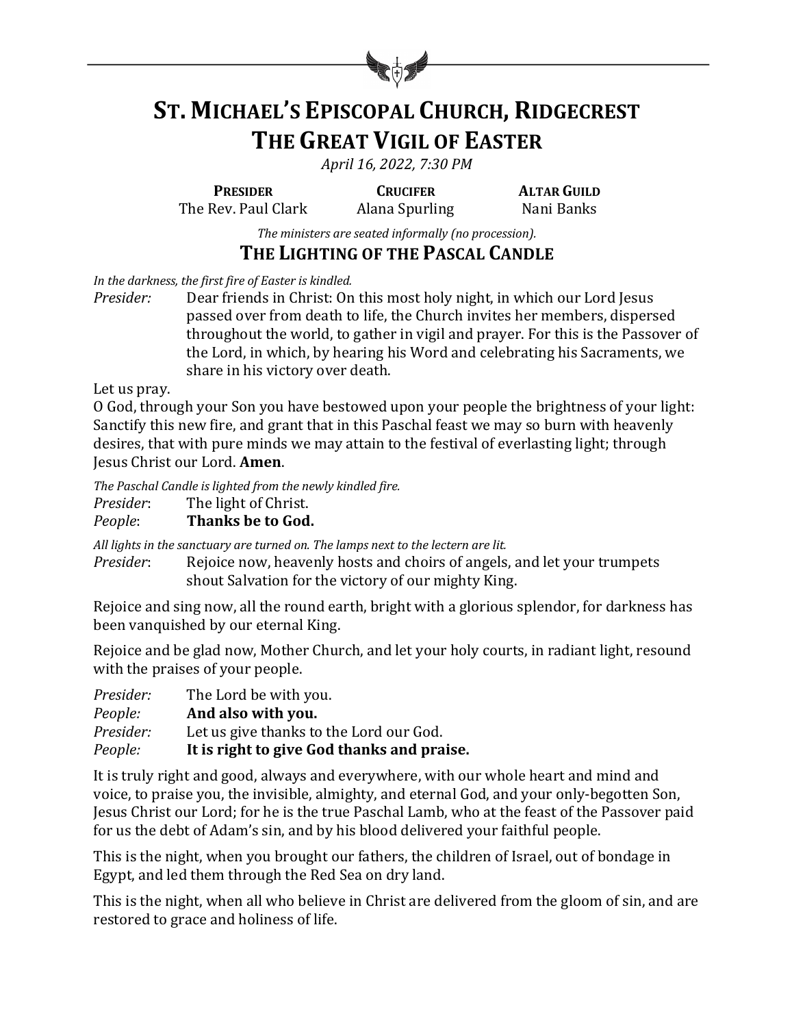# ST. MICHAEL'S EPISCOPAL CHURCH, RIDGECREST
# THE GREAT VIGIL OF EASTER

*April 16, 2022, 7:30 PM*

| **PRESIDER** | **CRUCIFER** | **ALTAR GUILD** |
|---|---|---|
| The Rev. Paul Clark | Alana Spurling | Nani Banks |

*The ministers are seated informally (no procession).*

## THE LIGHTING OF THE PASCAL CANDLE

*In the darkness, the first fire of Easter is kindled.*

*Presider:* Dear friends in Christ: On this most holy night, in which our Lord Jesus passed over from death to life, the Church invites her members, dispersed throughout the world, to gather in vigil and prayer. For this is the Passover of the Lord, in which, by hearing his Word and celebrating his Sacraments, we share in his victory over death.

Let us pray.

O God, through your Son you have bestowed upon your people the brightness of your light: Sanctify this new fire, and grant that in this Paschal feast we may so burn with heavenly desires, that with pure minds we may attain to the festival of everlasting light; through Jesus Christ our Lord. **Amen**.

*The Paschal Candle is lighted from the newly kindled fire.*

*Presider*: The light of Christ.
*People*: **Thanks be to God.**

*All lights in the sanctuary are turned on. The lamps next to the lectern are lit.*

*Presider*: Rejoice now, heavenly hosts and choirs of angels, and let your trumpets shout Salvation for the victory of our mighty King.

Rejoice and sing now, all the round earth, bright with a glorious splendor, for darkness has been vanquished by our eternal King.

Rejoice and be glad now, Mother Church, and let your holy courts, in radiant light, resound with the praises of your people.

*Presider:* The Lord be with you.
*People:* **And also with you.**
*Presider:* Let us give thanks to the Lord our God.
*People:* **It is right to give God thanks and praise.**

It is truly right and good, always and everywhere, with our whole heart and mind and voice, to praise you, the invisible, almighty, and eternal God, and your only-begotten Son, Jesus Christ our Lord; for he is the true Paschal Lamb, who at the feast of the Passover paid for us the debt of Adam's sin, and by his blood delivered your faithful people.

This is the night, when you brought our fathers, the children of Israel, out of bondage in Egypt, and led them through the Red Sea on dry land.

This is the night, when all who believe in Christ are delivered from the gloom of sin, and are restored to grace and holiness of life.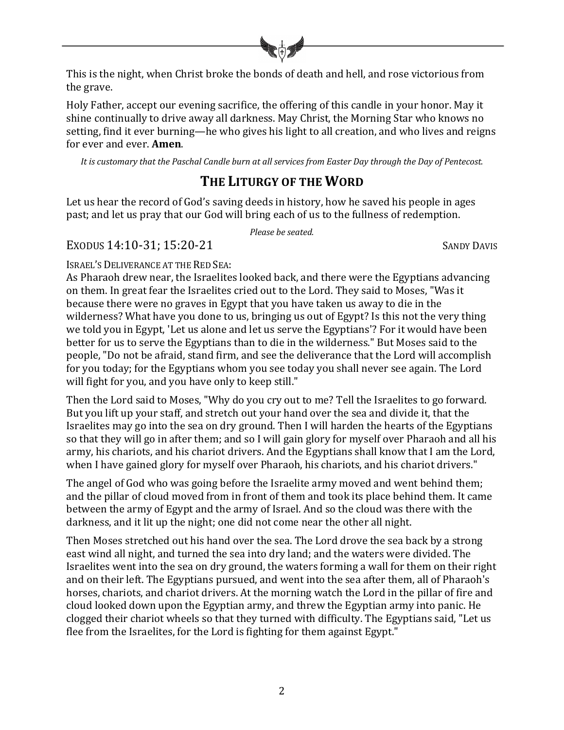This is the night, when Christ broke the bonds of death and hell, and rose victorious from the grave.

Holy Father, accept our evening sacrifice, the offering of this candle in your honor. May it shine continually to drive away all darkness. May Christ, the Morning Star who knows no setting, find it ever burning—he who gives his light to all creation, and who lives and reigns for ever and ever. **Amen**.

*It is customary that the Paschal Candle burn at all services from Easter Day through the Day of Pentecost.*

## THE LITURGY OF THE WORD

Let us hear the record of God's saving deeds in history, how he saved his people in ages past; and let us pray that our God will bring each of us to the fullness of redemption.

*Please be seated.*

### EXODUS 14:10-31; 15:20-21 — SANDY DAVIS

ISRAEL'S DELIVERANCE AT THE RED SEA:
As Pharaoh drew near, the Israelites looked back, and there were the Egyptians advancing on them. In great fear the Israelites cried out to the Lord. They said to Moses, "Was it because there were no graves in Egypt that you have taken us away to die in the wilderness? What have you done to us, bringing us out of Egypt? Is this not the very thing we told you in Egypt, 'Let us alone and let us serve the Egyptians'? For it would have been better for us to serve the Egyptians than to die in the wilderness." But Moses said to the people, "Do not be afraid, stand firm, and see the deliverance that the Lord will accomplish for you today; for the Egyptians whom you see today you shall never see again. The Lord will fight for you, and you have only to keep still."

Then the Lord said to Moses, "Why do you cry out to me? Tell the Israelites to go forward. But you lift up your staff, and stretch out your hand over the sea and divide it, that the Israelites may go into the sea on dry ground. Then I will harden the hearts of the Egyptians so that they will go in after them; and so I will gain glory for myself over Pharaoh and all his army, his chariots, and his chariot drivers. And the Egyptians shall know that I am the Lord, when I have gained glory for myself over Pharaoh, his chariots, and his chariot drivers."

The angel of God who was going before the Israelite army moved and went behind them; and the pillar of cloud moved from in front of them and took its place behind them. It came between the army of Egypt and the army of Israel. And so the cloud was there with the darkness, and it lit up the night; one did not come near the other all night.

Then Moses stretched out his hand over the sea. The Lord drove the sea back by a strong east wind all night, and turned the sea into dry land; and the waters were divided. The Israelites went into the sea on dry ground, the waters forming a wall for them on their right and on their left. The Egyptians pursued, and went into the sea after them, all of Pharaoh's horses, chariots, and chariot drivers. At the morning watch the Lord in the pillar of fire and cloud looked down upon the Egyptian army, and threw the Egyptian army into panic. He clogged their chariot wheels so that they turned with difficulty. The Egyptians said, "Let us flee from the Israelites, for the Lord is fighting for them against Egypt."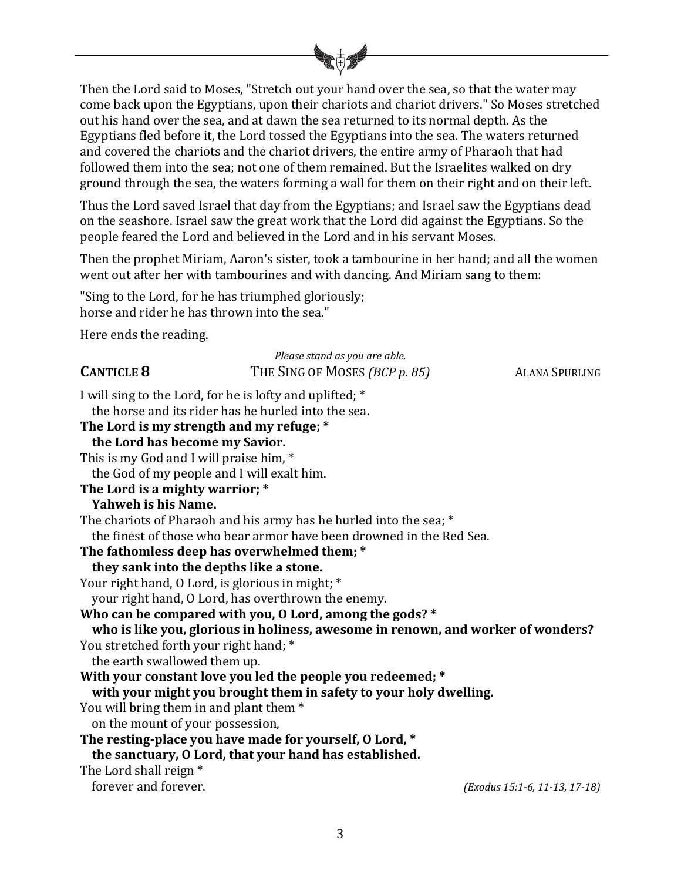Then the Lord said to Moses, "Stretch out your hand over the sea, so that the water may come back upon the Egyptians, upon their chariots and chariot drivers." So Moses stretched out his hand over the sea, and at dawn the sea returned to its normal depth. As the Egyptians fled before it, the Lord tossed the Egyptians into the sea. The waters returned and covered the chariots and the chariot drivers, the entire army of Pharaoh that had followed them into the sea; not one of them remained. But the Israelites walked on dry ground through the sea, the waters forming a wall for them on their right and on their left.

Thus the Lord saved Israel that day from the Egyptians; and Israel saw the Egyptians dead on the seashore. Israel saw the great work that the Lord did against the Egyptians. So the people feared the Lord and believed in the Lord and in his servant Moses.

Then the prophet Miriam, Aaron's sister, took a tambourine in her hand; and all the women went out after her with tambourines and with dancing. And Miriam sang to them:

"Sing to the Lord, for he has triumphed gloriously;
horse and rider he has thrown into the sea."

Here ends the reading.

*Please stand as you are able.*

**CANTICLE 8** THE SING OF MOSES *(BCP p. 85)* ALANA SPURLING

I will sing to the Lord, for he is lofty and uplifted; *
the horse and its rider has he hurled into the sea.
**The Lord is my strength and my refuge; ***
**the Lord has become my Savior.**
This is my God and I will praise him, *
the God of my people and I will exalt him.
**The Lord is a mighty warrior; ***
**Yahweh is his Name.**
The chariots of Pharaoh and his army has he hurled into the sea; *
the finest of those who bear armor have been drowned in the Red Sea.
**The fathomless deep has overwhelmed them; ***
**they sank into the depths like a stone.**
Your right hand, O Lord, is glorious in might; *
your right hand, O Lord, has overthrown the enemy.
**Who can be compared with you, O Lord, among the gods? ***
**who is like you, glorious in holiness, awesome in renown, and worker of wonders?**
You stretched forth your right hand; *
the earth swallowed them up.
**With your constant love you led the people you redeemed; ***
**with your might you brought them in safety to your holy dwelling.**
You will bring them in and plant them *
on the mount of your possession,
**The resting-place you have made for yourself, O Lord, ***
**the sanctuary, O Lord, that your hand has established.**
The Lord shall reign *
forever and forever. *(Exodus 15:1-6, 11-13, 17-18)*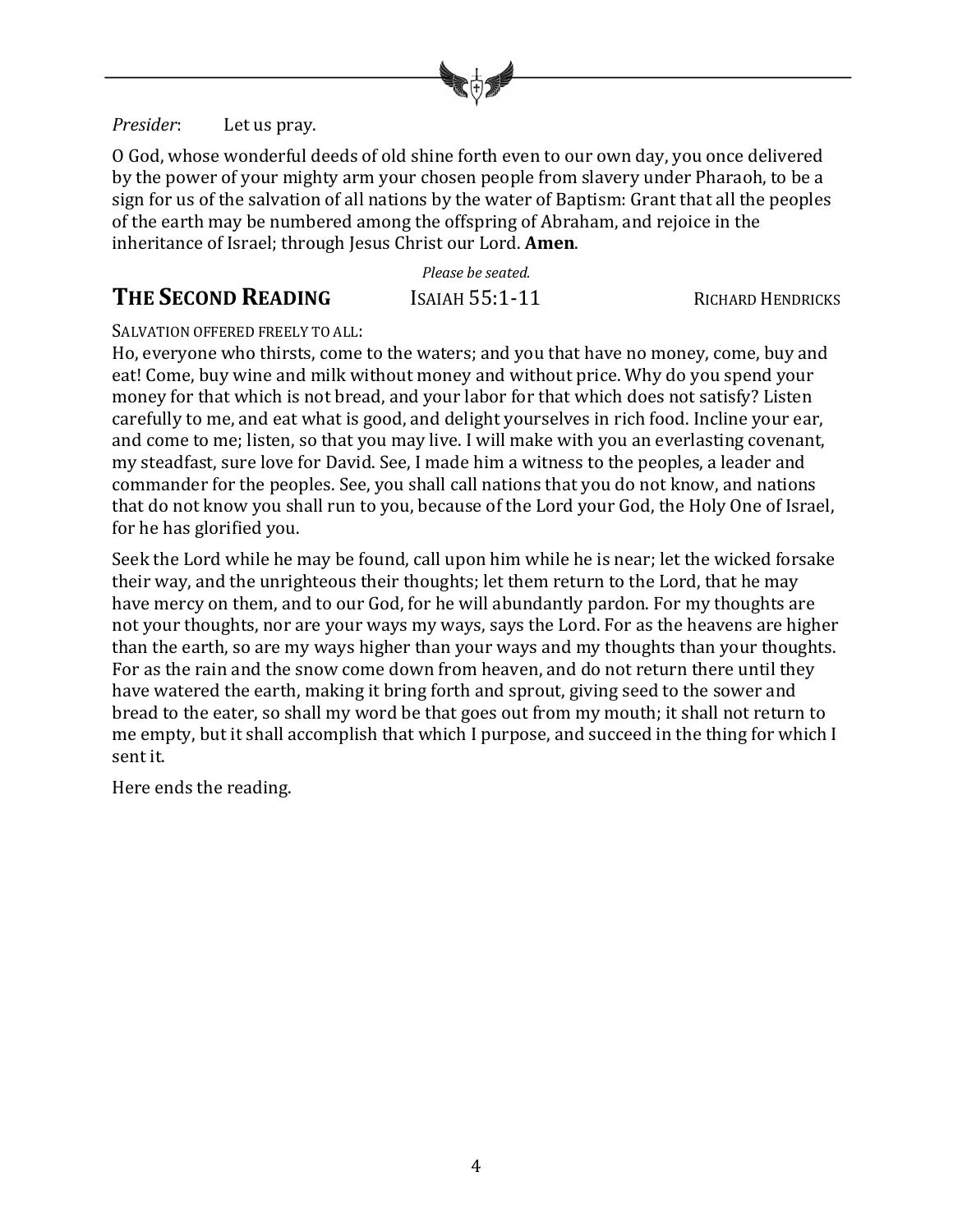*Presider*: Let us pray.

O God, whose wonderful deeds of old shine forth even to our own day, you once delivered by the power of your mighty arm your chosen people from slavery under Pharaoh, to be a sign for us of the salvation of all nations by the water of Baptism: Grant that all the peoples of the earth may be numbered among the offspring of Abraham, and rejoice in the inheritance of Israel; through Jesus Christ our Lord. **Amen**.

*Please be seated.*

## THE SECOND READING    ISAIAH 55:1-11    RICHARD HENDRICKS

SALVATION OFFERED FREELY TO ALL:
Ho, everyone who thirsts, come to the waters; and you that have no money, come, buy and eat! Come, buy wine and milk without money and without price. Why do you spend your money for that which is not bread, and your labor for that which does not satisfy? Listen carefully to me, and eat what is good, and delight yourselves in rich food. Incline your ear, and come to me; listen, so that you may live. I will make with you an everlasting covenant, my steadfast, sure love for David. See, I made him a witness to the peoples, a leader and commander for the peoples. See, you shall call nations that you do not know, and nations that do not know you shall run to you, because of the Lord your God, the Holy One of Israel, for he has glorified you.

Seek the Lord while he may be found, call upon him while he is near; let the wicked forsake their way, and the unrighteous their thoughts; let them return to the Lord, that he may have mercy on them, and to our God, for he will abundantly pardon. For my thoughts are not your thoughts, nor are your ways my ways, says the Lord. For as the heavens are higher than the earth, so are my ways higher than your ways and my thoughts than your thoughts. For as the rain and the snow come down from heaven, and do not return there until they have watered the earth, making it bring forth and sprout, giving seed to the sower and bread to the eater, so shall my word be that goes out from my mouth; it shall not return to me empty, but it shall accomplish that which I purpose, and succeed in the thing for which I sent it.

Here ends the reading.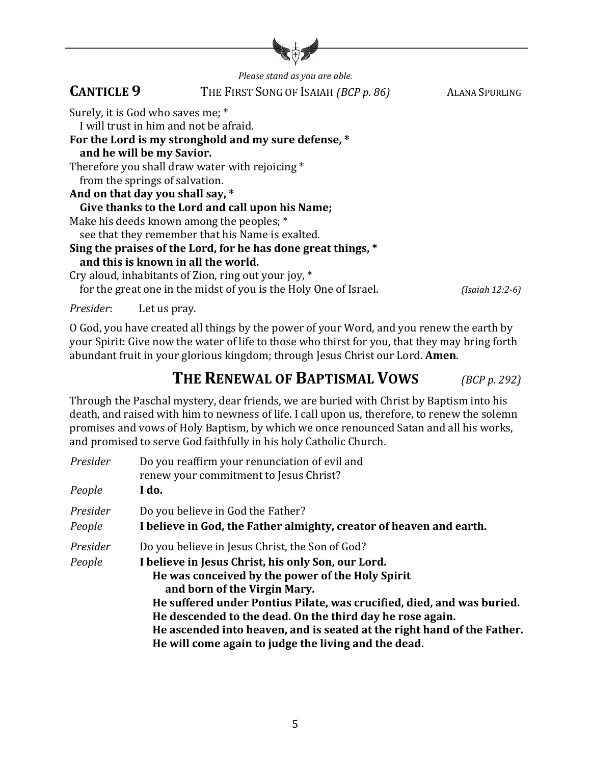*Please stand as you are able.*

## **CANTICLE 9** THE FIRST SONG OF ISAIAH *(BCP p. 86)* ALANA SPURLING

Surely, it is God who saves me; *
 I will trust in him and not be afraid.
**For the Lord is my stronghold and my sure defense, *
 and he will be my Savior.**
Therefore you shall draw water with rejoicing *
 from the springs of salvation.
**And on that day you shall say, *
 Give thanks to the Lord and call upon his Name;**
Make his deeds known among the peoples; *
 see that they remember that his Name is exalted.
**Sing the praises of the Lord, for he has done great things, *
 and this is known in all the world.**
Cry aloud, inhabitants of Zion, ring out your joy, *
 for the great one in the midst of you is the Holy One of Israel. *(Isaiah 12:2-6)*

*Presider*: Let us pray.

O God, you have created all things by the power of your Word, and you renew the earth by your Spirit: Give now the water of life to those who thirst for you, that they may bring forth abundant fruit in your glorious kingdom; through Jesus Christ our Lord. **Amen**.

# THE RENEWAL OF BAPTISMAL VOWS *(BCP p. 292)*

Through the Paschal mystery, dear friends, we are buried with Christ by Baptism into his death, and raised with him to newness of life. I call upon us, therefore, to renew the solemn promises and vows of Holy Baptism, by which we once renounced Satan and all his works, and promised to serve God faithfully in his holy Catholic Church.

*Presider* Do you reaffirm your renunciation of evil and renew your commitment to Jesus Christ?
*People* **I do.**

*Presider* Do you believe in God the Father?
*People* **I believe in God, the Father almighty, creator of heaven and earth.**

*Presider* Do you believe in Jesus Christ, the Son of God?
*People* **I believe in Jesus Christ, his only Son, our Lord.
 He was conceived by the power of the Holy Spirit
  and born of the Virgin Mary.
 He suffered under Pontius Pilate, was crucified, died, and was buried.
 He descended to the dead. On the third day he rose again.
 He ascended into heaven, and is seated at the right hand of the Father.
 He will come again to judge the living and the dead.**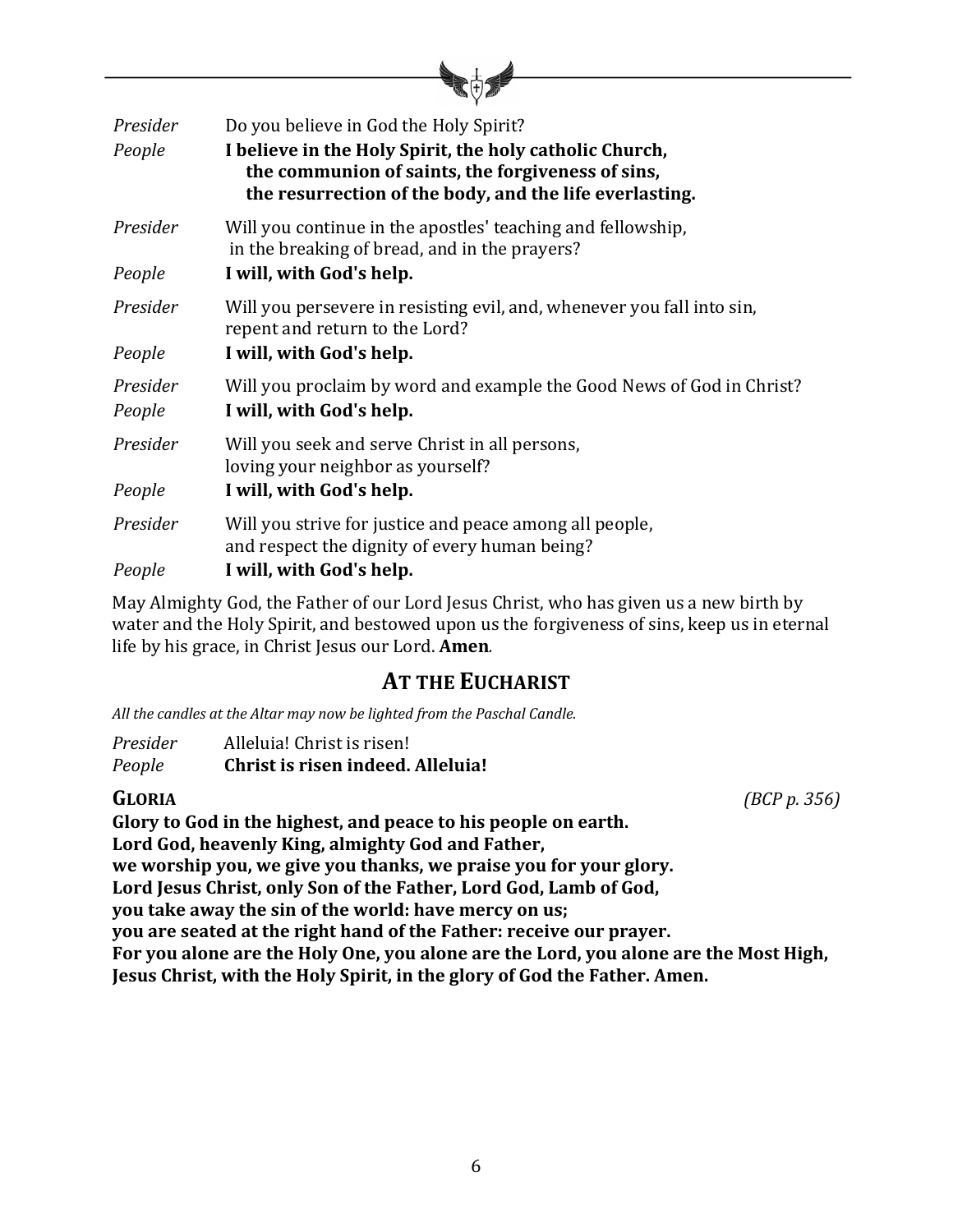*Presider* Do you believe in God the Holy Spirit?

*People* **I believe in the Holy Spirit, the holy catholic Church, the communion of saints, the forgiveness of sins, the resurrection of the body, and the life everlasting.**

*Presider* Will you continue in the apostles' teaching and fellowship, in the breaking of bread, and in the prayers?

*People* **I will, with God's help.**

*Presider* Will you persevere in resisting evil, and, whenever you fall into sin, repent and return to the Lord?

*People* **I will, with God's help.**

*Presider* Will you proclaim by word and example the Good News of God in Christ?

*People* **I will, with God's help.**

*Presider* Will you seek and serve Christ in all persons, loving your neighbor as yourself?

*People* **I will, with God's help.**

*Presider* Will you strive for justice and peace among all people, and respect the dignity of every human being?

*People* **I will, with God's help.**

May Almighty God, the Father of our Lord Jesus Christ, who has given us a new birth by water and the Holy Spirit, and bestowed upon us the forgiveness of sins, keep us in eternal life by his grace, in Christ Jesus our Lord. **Amen**.

## AT THE EUCHARIST

*All the candles at the Altar may now be lighted from the Paschal Candle.*

*Presider* Alleluia! Christ is risen!

*People* **Christ is risen indeed. Alleluia!**

**GLORIA** *(BCP p. 356)*

**Glory to God in the highest, and peace to his people on earth.**
**Lord God, heavenly King, almighty God and Father,**
**we worship you, we give you thanks, we praise you for your glory.**
**Lord Jesus Christ, only Son of the Father, Lord God, Lamb of God,**
**you take away the sin of the world: have mercy on us;**
**you are seated at the right hand of the Father: receive our prayer.**
**For you alone are the Holy One, you alone are the Lord, you alone are the Most High,**
**Jesus Christ, with the Holy Spirit, in the glory of God the Father. Amen.**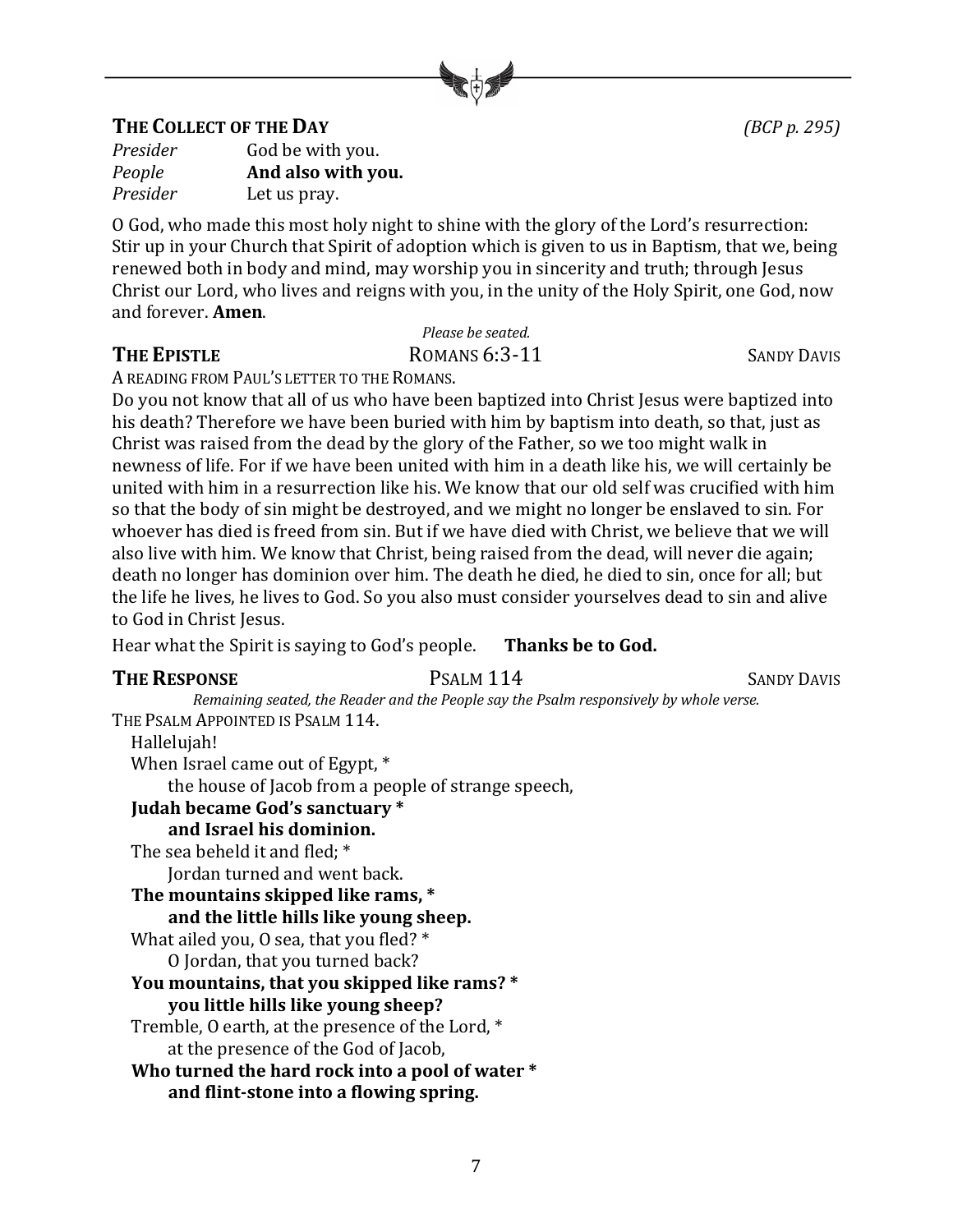## THE COLLECT OF THE DAY *(BCP p. 295)*

*Presider* God be with you.
*People* **And also with you.**
*Presider* Let us pray.

O God, who made this most holy night to shine with the glory of the Lord's resurrection: Stir up in your Church that Spirit of adoption which is given to us in Baptism, that we, being renewed both in body and mind, may worship you in sincerity and truth; through Jesus Christ our Lord, who lives and reigns with you, in the unity of the Holy Spirit, one God, now and forever. **Amen**.

*Please be seated.*

## THE EPISTLE — ROMANS 6:3-11 — SANDY DAVIS

A READING FROM PAUL'S LETTER TO THE ROMANS.

Do you not know that all of us who have been baptized into Christ Jesus were baptized into his death? Therefore we have been buried with him by baptism into death, so that, just as Christ was raised from the dead by the glory of the Father, so we too might walk in newness of life. For if we have been united with him in a death like his, we will certainly be united with him in a resurrection like his. We know that our old self was crucified with him so that the body of sin might be destroyed, and we might no longer be enslaved to sin. For whoever has died is freed from sin. But if we have died with Christ, we believe that we will also live with him. We know that Christ, being raised from the dead, will never die again; death no longer has dominion over him. The death he died, he died to sin, once for all; but the life he lives, he lives to God. So you also must consider yourselves dead to sin and alive to God in Christ Jesus.

Hear what the Spirit is saying to God's people. **Thanks be to God.**

## THE RESPONSE — PSALM 114 — SANDY DAVIS

*Remaining seated, the Reader and the People say the Psalm responsively by whole verse.*

THE PSALM APPOINTED IS PSALM 114.

Hallelujah!
When Israel came out of Egypt, *
    the house of Jacob from a people of strange speech,
**Judah became God's sanctuary ***
    **and Israel his dominion.**
The sea beheld it and fled; *
    Jordan turned and went back.
**The mountains skipped like rams, ***
    **and the little hills like young sheep.**
What ailed you, O sea, that you fled? *
    O Jordan, that you turned back?
**You mountains, that you skipped like rams? ***
    **you little hills like young sheep?**
Tremble, O earth, at the presence of the Lord, *
    at the presence of the God of Jacob,
**Who turned the hard rock into a pool of water ***
    **and flint-stone into a flowing spring.**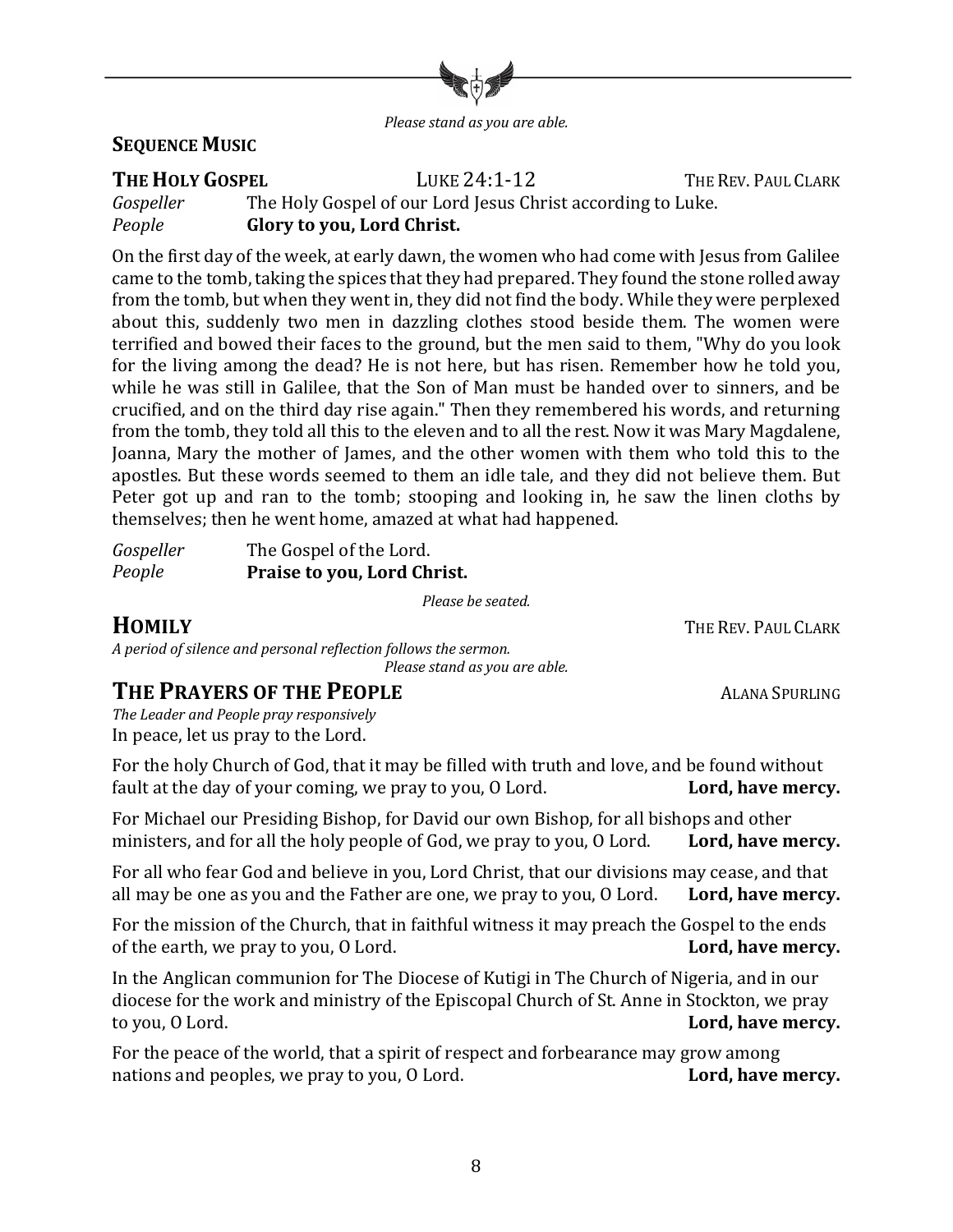*Please stand as you are able.*

**SEQUENCE MUSIC**

**THE HOLY GOSPEL** LUKE 24:1-12 THE REV. PAUL CLARK

*Gospeller* The Holy Gospel of our Lord Jesus Christ according to Luke.
*People* **Glory to you, Lord Christ.**

On the first day of the week, at early dawn, the women who had come with Jesus from Galilee came to the tomb, taking the spices that they had prepared. They found the stone rolled away from the tomb, but when they went in, they did not find the body. While they were perplexed about this, suddenly two men in dazzling clothes stood beside them. The women were terrified and bowed their faces to the ground, but the men said to them, "Why do you look for the living among the dead? He is not here, but has risen. Remember how he told you, while he was still in Galilee, that the Son of Man must be handed over to sinners, and be crucified, and on the third day rise again." Then they remembered his words, and returning from the tomb, they told all this to the eleven and to all the rest. Now it was Mary Magdalene, Joanna, Mary the mother of James, and the other women with them who told this to the apostles. But these words seemed to them an idle tale, and they did not believe them. But Peter got up and ran to the tomb; stooping and looking in, he saw the linen cloths by themselves; then he went home, amazed at what had happened.

*Gospeller* The Gospel of the Lord.
*People* **Praise to you, Lord Christ.**

*Please be seated.*

## HOMILY THE REV. PAUL CLARK

*A period of silence and personal reflection follows the sermon.*

*Please stand as you are able.*

## THE PRAYERS OF THE PEOPLE ALANA SPURLING

*The Leader and People pray responsively*

In peace, let us pray to the Lord.

For the holy Church of God, that it may be filled with truth and love, and be found without fault at the day of your coming, we pray to you, O Lord. **Lord, have mercy.**

For Michael our Presiding Bishop, for David our own Bishop, for all bishops and other ministers, and for all the holy people of God, we pray to you, O Lord. **Lord, have mercy.**

For all who fear God and believe in you, Lord Christ, that our divisions may cease, and that all may be one as you and the Father are one, we pray to you, O Lord. **Lord, have mercy.**

For the mission of the Church, that in faithful witness it may preach the Gospel to the ends of the earth, we pray to you, O Lord. **Lord, have mercy.**

In the Anglican communion for The Diocese of Kutigi in The Church of Nigeria, and in our diocese for the work and ministry of the Episcopal Church of St. Anne in Stockton, we pray to you, O Lord. **Lord, have mercy.**

For the peace of the world, that a spirit of respect and forbearance may grow among nations and peoples, we pray to you, O Lord. **Lord, have mercy.**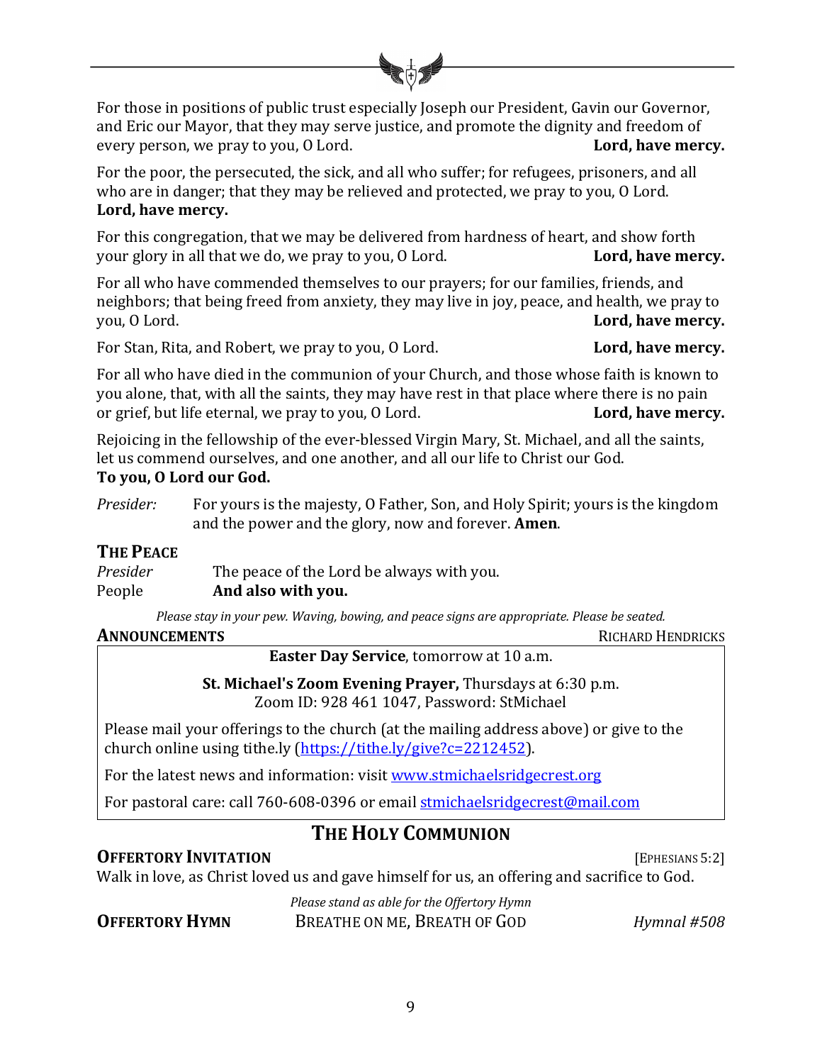For those in positions of public trust especially Joseph our President, Gavin our Governor, and Eric our Mayor, that they may serve justice, and promote the dignity and freedom of every person, we pray to you, O Lord. **Lord, have mercy.**

For the poor, the persecuted, the sick, and all who suffer; for refugees, prisoners, and all who are in danger; that they may be relieved and protected, we pray to you, O Lord. **Lord, have mercy.**

For this congregation, that we may be delivered from hardness of heart, and show forth your glory in all that we do, we pray to you, O Lord. **Lord, have mercy.**

For all who have commended themselves to our prayers; for our families, friends, and neighbors; that being freed from anxiety, they may live in joy, peace, and health, we pray to you, O Lord. **Lord, have mercy.**

For Stan, Rita, and Robert, we pray to you, O Lord. **Lord, have mercy.**

For all who have died in the communion of your Church, and those whose faith is known to you alone, that, with all the saints, they may have rest in that place where there is no pain or grief, but life eternal, we pray to you, O Lord. **Lord, have mercy.**

Rejoicing in the fellowship of the ever-blessed Virgin Mary, St. Michael, and all the saints, let us commend ourselves, and one another, and all our life to Christ our God.
**To you, O Lord our God.**

*Presider:* For yours is the majesty, O Father, Son, and Holy Spirit; yours is the kingdom and the power and the glory, now and forever. **Amen**.

### The Peace

*Presider* The peace of the Lord be always with you.
People **And also with you.**

*Please stay in your pew. Waving, bowing, and peace signs are appropriate. Please be seated.*

### Announcements — Richard Hendricks

**Easter Day Service**, tomorrow at 10 a.m.

**St. Michael's Zoom Evening Prayer,** Thursdays at 6:30 p.m.
Zoom ID: 928 461 1047, Password: StMichael

Please mail your offerings to the church (at the mailing address above) or give to the church online using tithe.ly (https://tithe.ly/give?c=2212452).

For the latest news and information: visit www.stmichaelsridgecrest.org

For pastoral care: call 760-608-0396 or email stmichaelsridgecrest@mail.com

## The Holy Communion

### Offertory Invitation — [Ephesians 5:2]

Walk in love, as Christ loved us and gave himself for us, an offering and sacrifice to God.

*Please stand as able for the Offertory Hymn*

**Offertory Hymn** — Breathe on Me, Breath of God — *Hymnal #508*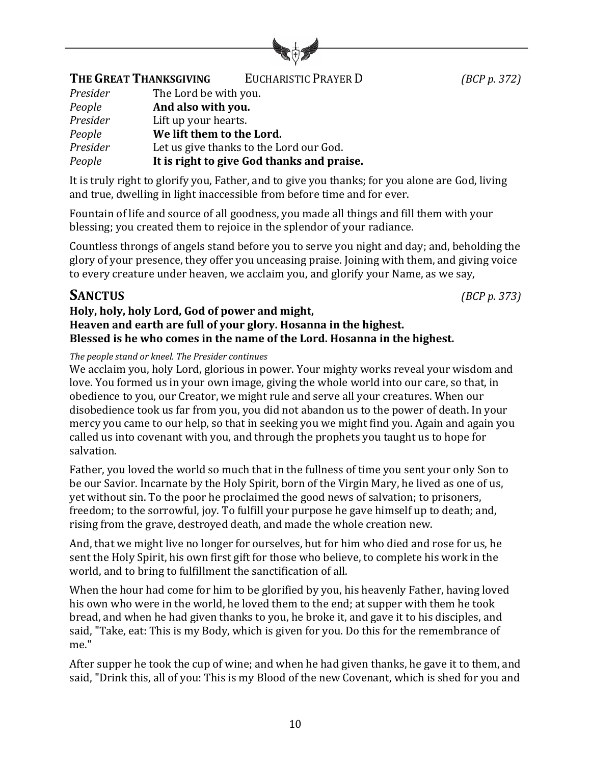## THE GREAT THANKSGIVING  EUCHARISTIC PRAYER D *(BCP p. 372)*

| | |
|---|---|
| *Presider* | The Lord be with you. |
| *People* | **And also with you.** |
| *Presider* | Lift up your hearts. |
| *People* | **We lift them to the Lord.** |
| *Presider* | Let us give thanks to the Lord our God. |
| *People* | **It is right to give God thanks and praise.** |

It is truly right to glorify you, Father, and to give you thanks; for you alone are God, living and true, dwelling in light inaccessible from before time and for ever.

Fountain of life and source of all goodness, you made all things and fill them with your blessing; you created them to rejoice in the splendor of your radiance.

Countless throngs of angels stand before you to serve you night and day; and, beholding the glory of your presence, they offer you unceasing praise. Joining with them, and giving voice to every creature under heaven, we acclaim you, and glorify your Name, as we say,

## SANCTUS *(BCP p. 373)*

**Holy, holy, holy Lord, God of power and might,**
**Heaven and earth are full of your glory. Hosanna in the highest.**
**Blessed is he who comes in the name of the Lord. Hosanna in the highest.**

*The people stand or kneel. The Presider continues*

We acclaim you, holy Lord, glorious in power. Your mighty works reveal your wisdom and love. You formed us in your own image, giving the whole world into our care, so that, in obedience to you, our Creator, we might rule and serve all your creatures. When our disobedience took us far from you, you did not abandon us to the power of death. In your mercy you came to our help, so that in seeking you we might find you. Again and again you called us into covenant with you, and through the prophets you taught us to hope for salvation.

Father, you loved the world so much that in the fullness of time you sent your only Son to be our Savior. Incarnate by the Holy Spirit, born of the Virgin Mary, he lived as one of us, yet without sin. To the poor he proclaimed the good news of salvation; to prisoners, freedom; to the sorrowful, joy. To fulfill your purpose he gave himself up to death; and, rising from the grave, destroyed death, and made the whole creation new.

And, that we might live no longer for ourselves, but for him who died and rose for us, he sent the Holy Spirit, his own first gift for those who believe, to complete his work in the world, and to bring to fulfillment the sanctification of all.

When the hour had come for him to be glorified by you, his heavenly Father, having loved his own who were in the world, he loved them to the end; at supper with them he took bread, and when he had given thanks to you, he broke it, and gave it to his disciples, and said, "Take, eat: This is my Body, which is given for you. Do this for the remembrance of me."

After supper he took the cup of wine; and when he had given thanks, he gave it to them, and said, "Drink this, all of you: This is my Blood of the new Covenant, which is shed for you and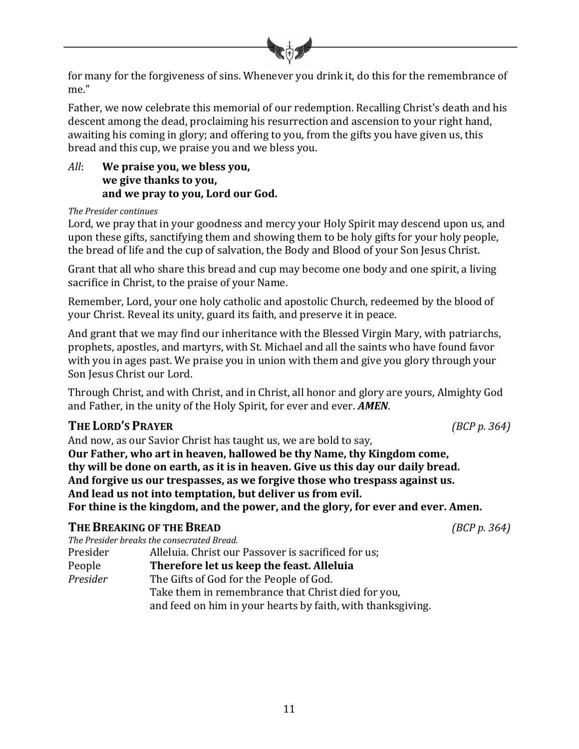for many for the forgiveness of sins. Whenever you drink it, do this for the remembrance of me."

Father, we now celebrate this memorial of our redemption. Recalling Christ's death and his descent among the dead, proclaiming his resurrection and ascension to your right hand, awaiting his coming in glory; and offering to you, from the gifts you have given us, this bread and this cup, we praise you and we bless you.

*All*: **We praise you, we bless you,**
**we give thanks to you,**
**and we pray to you, Lord our God.**

*The Presider continues*
Lord, we pray that in your goodness and mercy your Holy Spirit may descend upon us, and upon these gifts, sanctifying them and showing them to be holy gifts for your holy people, the bread of life and the cup of salvation, the Body and Blood of your Son Jesus Christ.

Grant that all who share this bread and cup may become one body and one spirit, a living sacrifice in Christ, to the praise of your Name.

Remember, Lord, your one holy catholic and apostolic Church, redeemed by the blood of your Christ. Reveal its unity, guard its faith, and preserve it in peace.

And grant that we may find our inheritance with the Blessed Virgin Mary, with patriarchs, prophets, apostles, and martyrs, with St. Michael and all the saints who have found favor with you in ages past. We praise you in union with them and give you glory through your Son Jesus Christ our Lord.

Through Christ, and with Christ, and in Christ, all honor and glory are yours, Almighty God and Father, in the unity of the Holy Spirit, for ever and ever. ***AMEN***.

## THE LORD'S PRAYER *(BCP p. 364)*

And now, as our Savior Christ has taught us, we are bold to say,
**Our Father, who art in heaven, hallowed be thy Name, thy Kingdom come,**
**thy will be done on earth, as it is in heaven. Give us this day our daily bread.**
**And forgive us our trespasses, as we forgive those who trespass against us.**
**And lead us not into temptation, but deliver us from evil.**
**For thine is the kingdom, and the power, and the glory, for ever and ever. Amen.**

## THE BREAKING OF THE BREAD *(BCP p. 364)*

*The Presider breaks the consecrated Bread.*

Presider: Alleluia. Christ our Passover is sacrificed for us;
People: **Therefore let us keep the feast. Alleluia**
*Presider*: The Gifts of God for the People of God.
Take them in remembrance that Christ died for you,
and feed on him in your hearts by faith, with thanksgiving.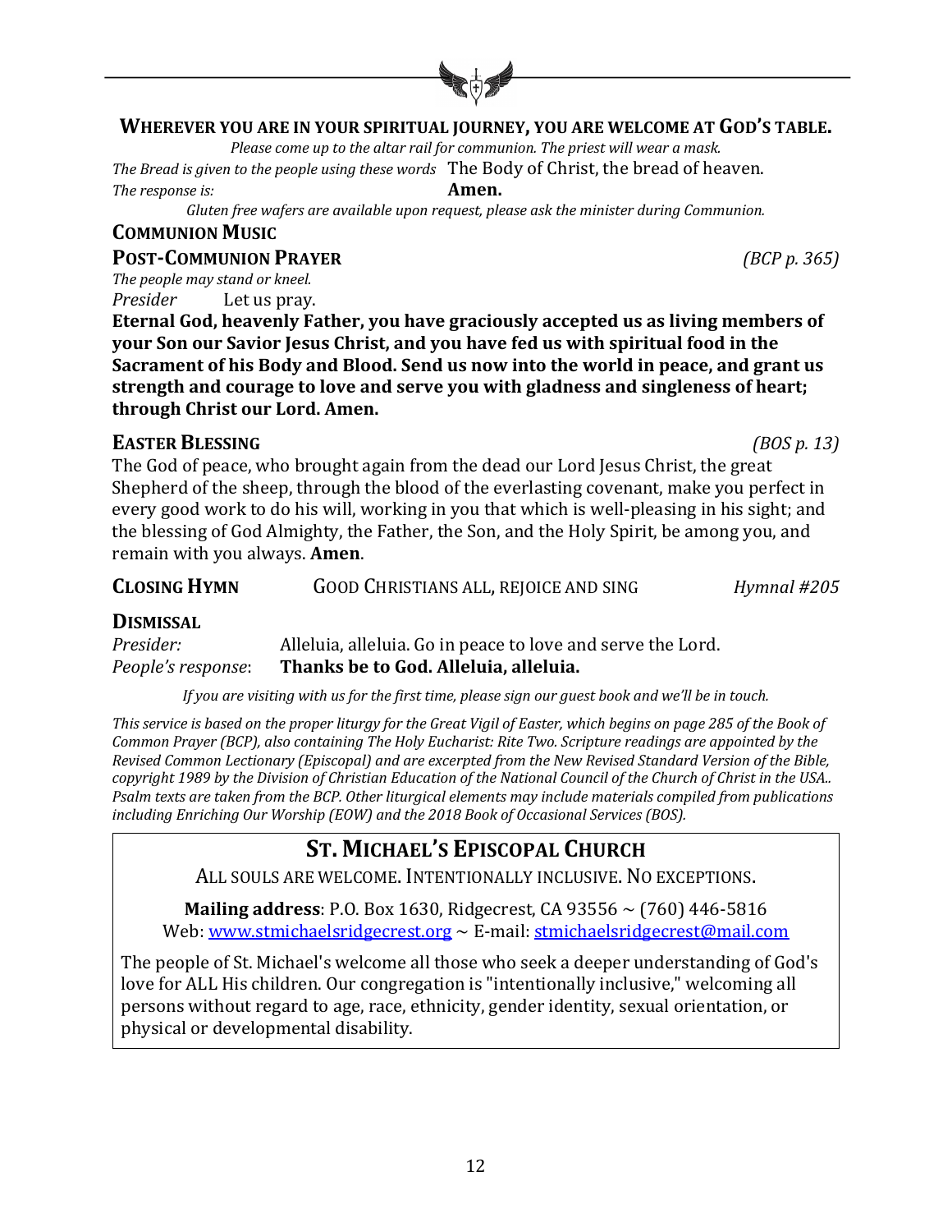### WHEREVER YOU ARE IN YOUR SPIRITUAL JOURNEY, YOU ARE WELCOME AT GOD'S TABLE.

*Please come up to the altar rail for communion. The priest will wear a mask.*

*The Bread is given to the people using these words* The Body of Christ, the bread of heaven.

*The response is:* **Amen.**

*Gluten free wafers are available upon request, please ask the minister during Communion.*

### COMMUNION MUSIC

### POST-COMMUNION PRAYER *(BCP p. 365)*

*The people may stand or kneel.*

*Presider* Let us pray.

**Eternal God, heavenly Father, you have graciously accepted us as living members of your Son our Savior Jesus Christ, and you have fed us with spiritual food in the Sacrament of his Body and Blood. Send us now into the world in peace, and grant us strength and courage to love and serve you with gladness and singleness of heart; through Christ our Lord. Amen.**

### EASTER BLESSING *(BOS p. 13)*

The God of peace, who brought again from the dead our Lord Jesus Christ, the great Shepherd of the sheep, through the blood of the everlasting covenant, make you perfect in every good work to do his will, working in you that which is well-pleasing in his sight; and the blessing of God Almighty, the Father, the Son, and the Holy Spirit, be among you, and remain with you always. **Amen**.

### CLOSING HYMN GOOD CHRISTIANS ALL, REJOICE AND SING *Hymnal #205*

### DISMISSAL

*Presider:* Alleluia, alleluia. Go in peace to love and serve the Lord.

*People's response*: **Thanks be to God. Alleluia, alleluia.**

*If you are visiting with us for the first time, please sign our guest book and we'll be in touch.*

*This service is based on the proper liturgy for the Great Vigil of Easter, which begins on page 285 of the Book of Common Prayer (BCP), also containing The Holy Eucharist: Rite Two. Scripture readings are appointed by the Revised Common Lectionary (Episcopal) and are excerpted from the New Revised Standard Version of the Bible, copyright 1989 by the Division of Christian Education of the National Council of the Church of Christ in the USA.. Psalm texts are taken from the BCP. Other liturgical elements may include materials compiled from publications including Enriching Our Worship (EOW) and the 2018 Book of Occasional Services (BOS).*

## ST. MICHAEL'S EPISCOPAL CHURCH

ALL SOULS ARE WELCOME. INTENTIONALLY INCLUSIVE. NO EXCEPTIONS.

**Mailing address**: P.O. Box 1630, Ridgecrest, CA 93556 ~ (760) 446-5816
Web: www.stmichaelsridgecrest.org ~ E-mail: stmichaelsridgecrest@mail.com

The people of St. Michael's welcome all those who seek a deeper understanding of God's love for ALL His children. Our congregation is "intentionally inclusive," welcoming all persons without regard to age, race, ethnicity, gender identity, sexual orientation, or physical or developmental disability.